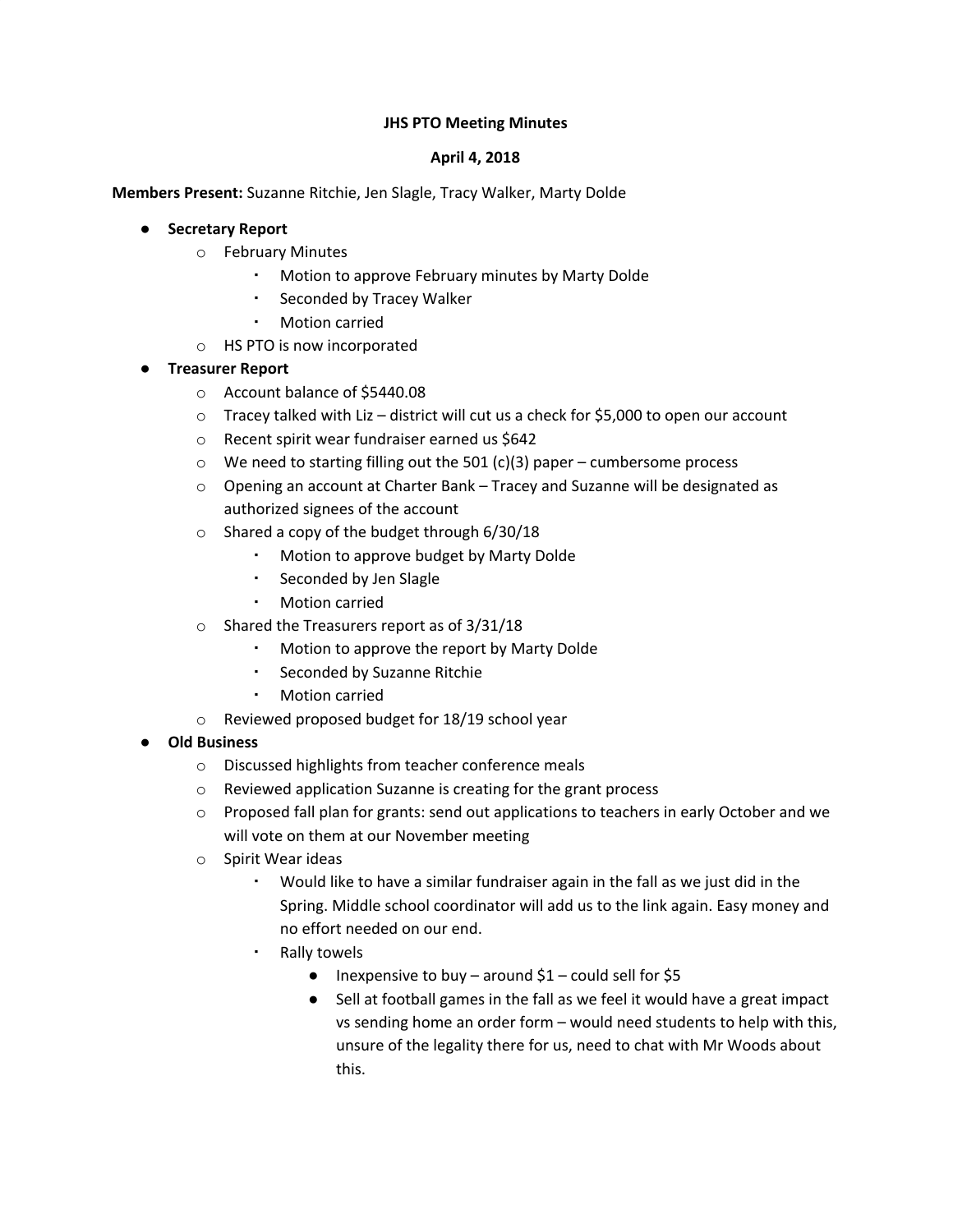**JHS PTO Meeting Minutes**

**April 4, 2018**

**Members Present:** Suzanne Ritchie, Jen Slagle, Tracy Walker, Marty Dolde

- **Secretary Report**
  - February Minutes
    - Motion to approve February minutes by Marty Dolde
    - Seconded by Tracey Walker
    - Motion carried
  - HS PTO is now incorporated
- **Treasurer Report**
  - Account balance of $5440.08
  - Tracey talked with Liz – district will cut us a check for $5,000 to open our account
  - Recent spirit wear fundraiser earned us $642
  - We need to starting filling out the 501 (c)(3) paper – cumbersome process
  - Opening an account at Charter Bank – Tracey and Suzanne will be designated as authorized signees of the account
  - Shared a copy of the budget through 6/30/18
    - Motion to approve budget by Marty Dolde
    - Seconded by Jen Slagle
    - Motion carried
  - Shared the Treasurers report as of 3/31/18
    - Motion to approve the report by Marty Dolde
    - Seconded by Suzanne Ritchie
    - Motion carried
  - Reviewed proposed budget for 18/19 school year
- **Old Business**
  - Discussed highlights from teacher conference meals
  - Reviewed application Suzanne is creating for the grant process
  - Proposed fall plan for grants: send out applications to teachers in early October and we will vote on them at our November meeting
  - Spirit Wear ideas
    - Would like to have a similar fundraiser again in the fall as we just did in the Spring. Middle school coordinator will add us to the link again. Easy money and no effort needed on our end.
    - Rally towels
      - Inexpensive to buy – around $1 – could sell for $5
      - Sell at football games in the fall as we feel it would have a great impact vs sending home an order form – would need students to help with this, unsure of the legality there for us, need to chat with Mr Woods about this.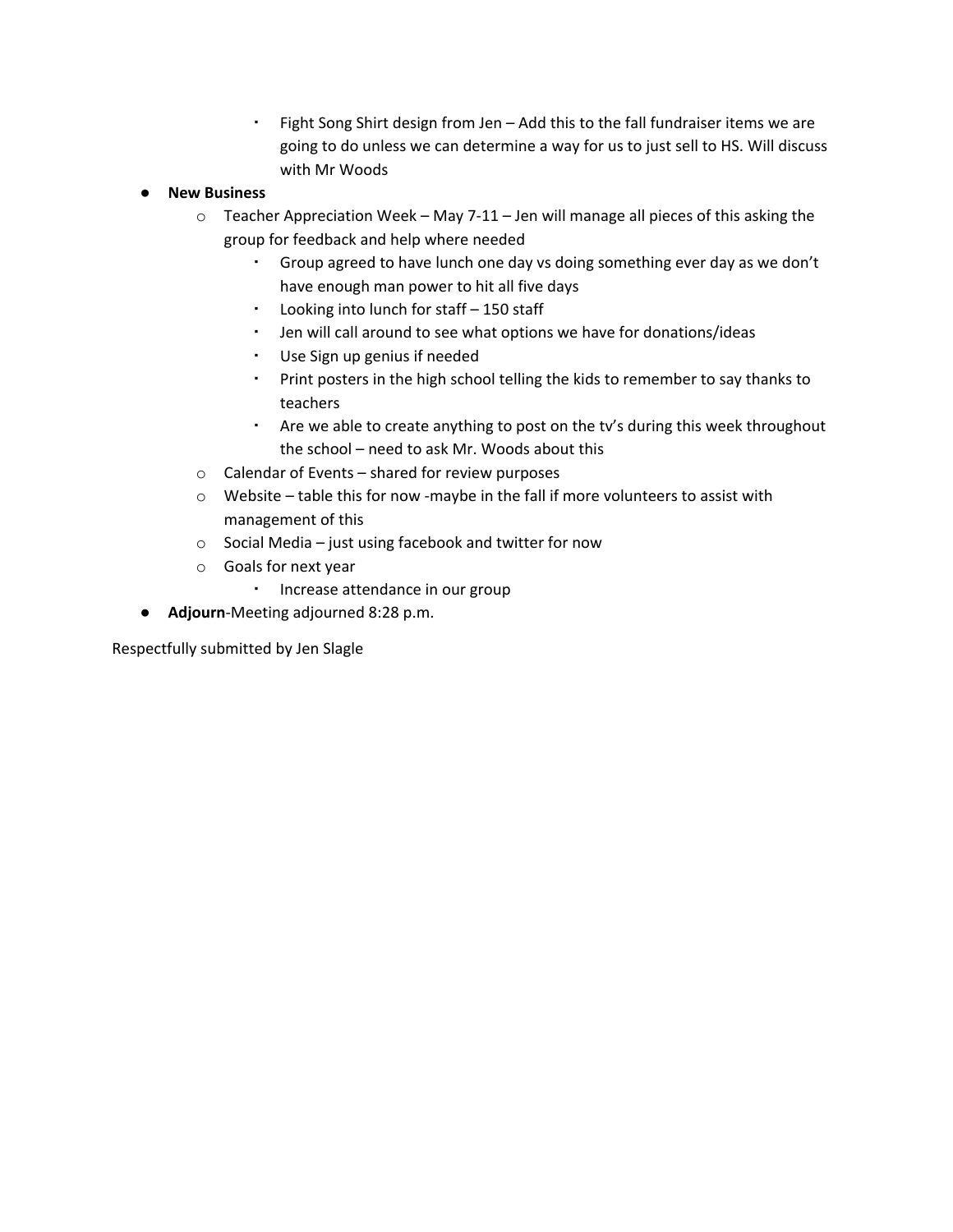- Fight Song Shirt design from Jen – Add this to the fall fundraiser items we are going to do unless we can determine a way for us to just sell to HS. Will discuss with Mr Woods
- **New Business**
    - Teacher Appreciation Week – May 7-11 – Jen will manage all pieces of this asking the group for feedback and help where needed
        - Group agreed to have lunch one day vs doing something ever day as we don't have enough man power to hit all five days
        - Looking into lunch for staff – 150 staff
        - Jen will call around to see what options we have for donations/ideas
        - Use Sign up genius if needed
        - Print posters in the high school telling the kids to remember to say thanks to teachers
        - Are we able to create anything to post on the tv's during this week throughout the school – need to ask Mr. Woods about this
    - Calendar of Events – shared for review purposes
    - Website – table this for now -maybe in the fall if more volunteers to assist with management of this
    - Social Media – just using facebook and twitter for now
    - Goals for next year
        - Increase attendance in our group
- **Adjourn**-Meeting adjourned 8:28 p.m.

Respectfully submitted by Jen Slagle